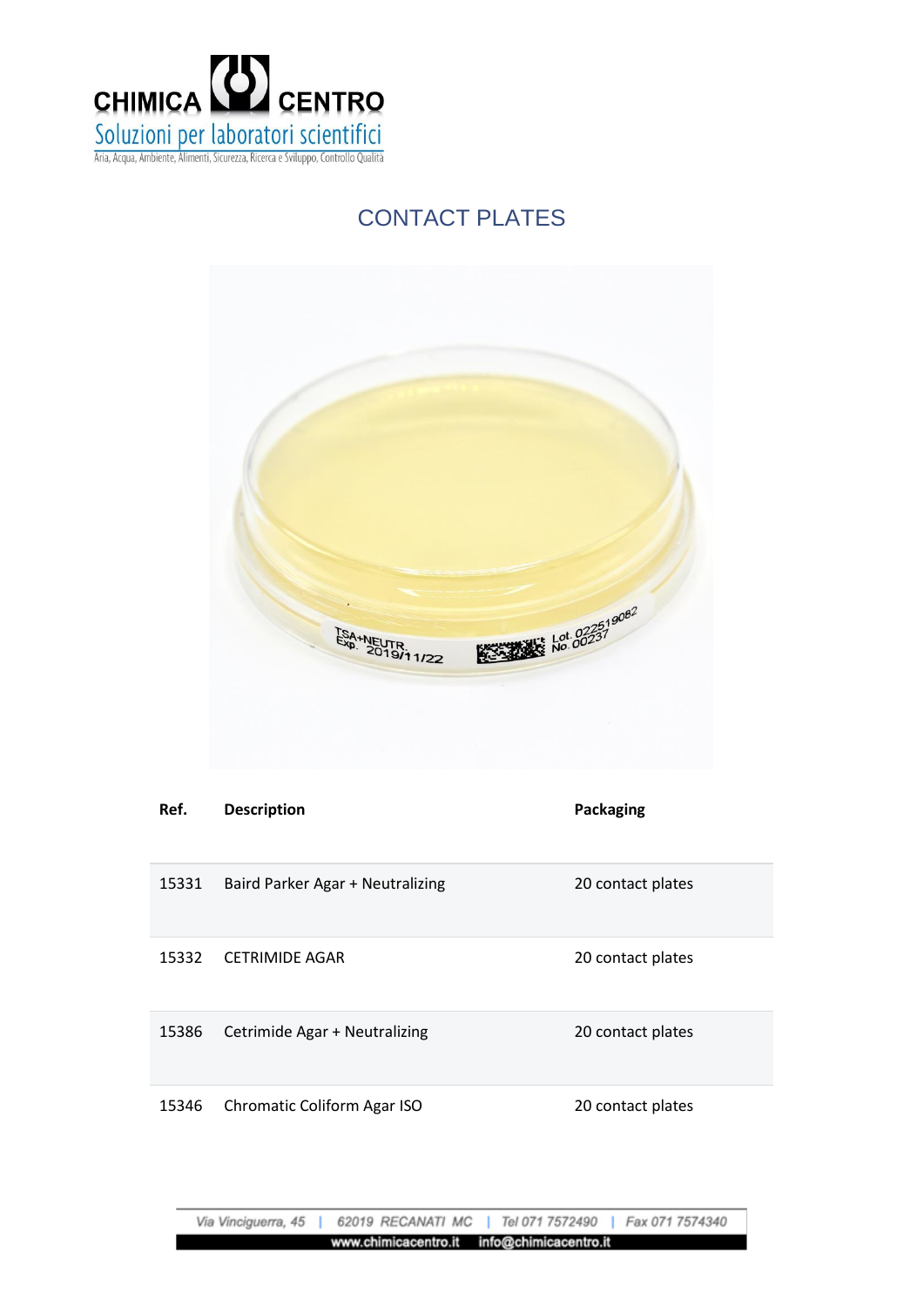# CONTACT PLATES

| Ref. | Description | Packaging |
|---|---|---|
| 15331 | Baird Parker Agar + Neutralizing | 20 contact plates |
| 15332 | CETRIMIDE AGAR | 20 contact plates |
| 15386 | Cetrimide Agar + Neutralizing | 20 contact plates |
| 15346 | Chromatic Coliform Agar ISO | 20 contact plates |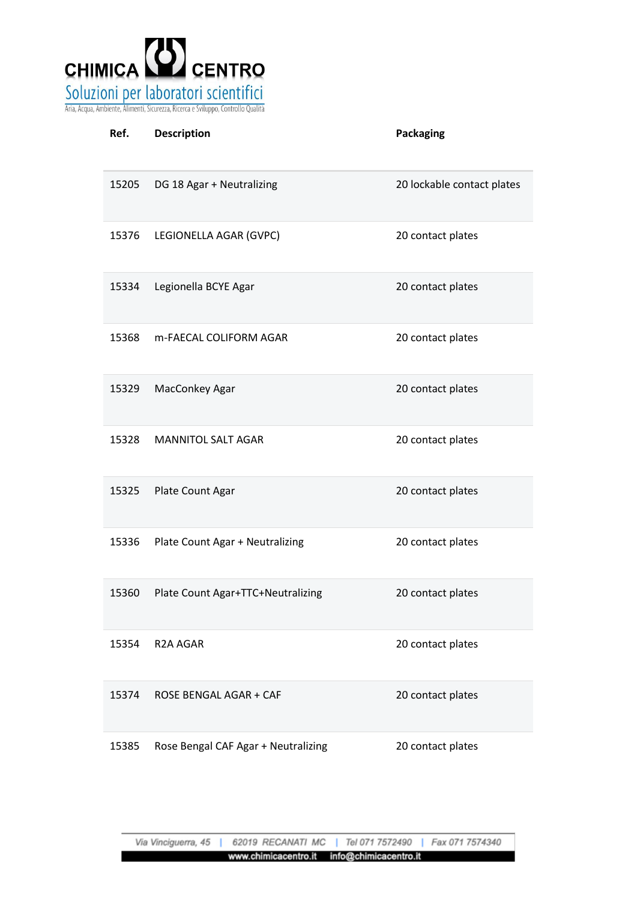| Ref. | Description | Packaging |
|---|---|---|
| 15205 | DG 18 Agar + Neutralizing | 20 lockable contact plates |
| 15376 | LEGIONELLA AGAR (GVPC) | 20 contact plates |
| 15334 | Legionella BCYE Agar | 20 contact plates |
| 15368 | m-FAECAL COLIFORM AGAR | 20 contact plates |
| 15329 | MacConkey Agar | 20 contact plates |
| 15328 | MANNITOL SALT AGAR | 20 contact plates |
| 15325 | Plate Count Agar | 20 contact plates |
| 15336 | Plate Count Agar + Neutralizing | 20 contact plates |
| 15360 | Plate Count Agar+TTC+Neutralizing | 20 contact plates |
| 15354 | R2A AGAR | 20 contact plates |
| 15374 | ROSE BENGAL AGAR + CAF | 20 contact plates |
| 15385 | Rose Bengal CAF Agar + Neutralizing | 20 contact plates |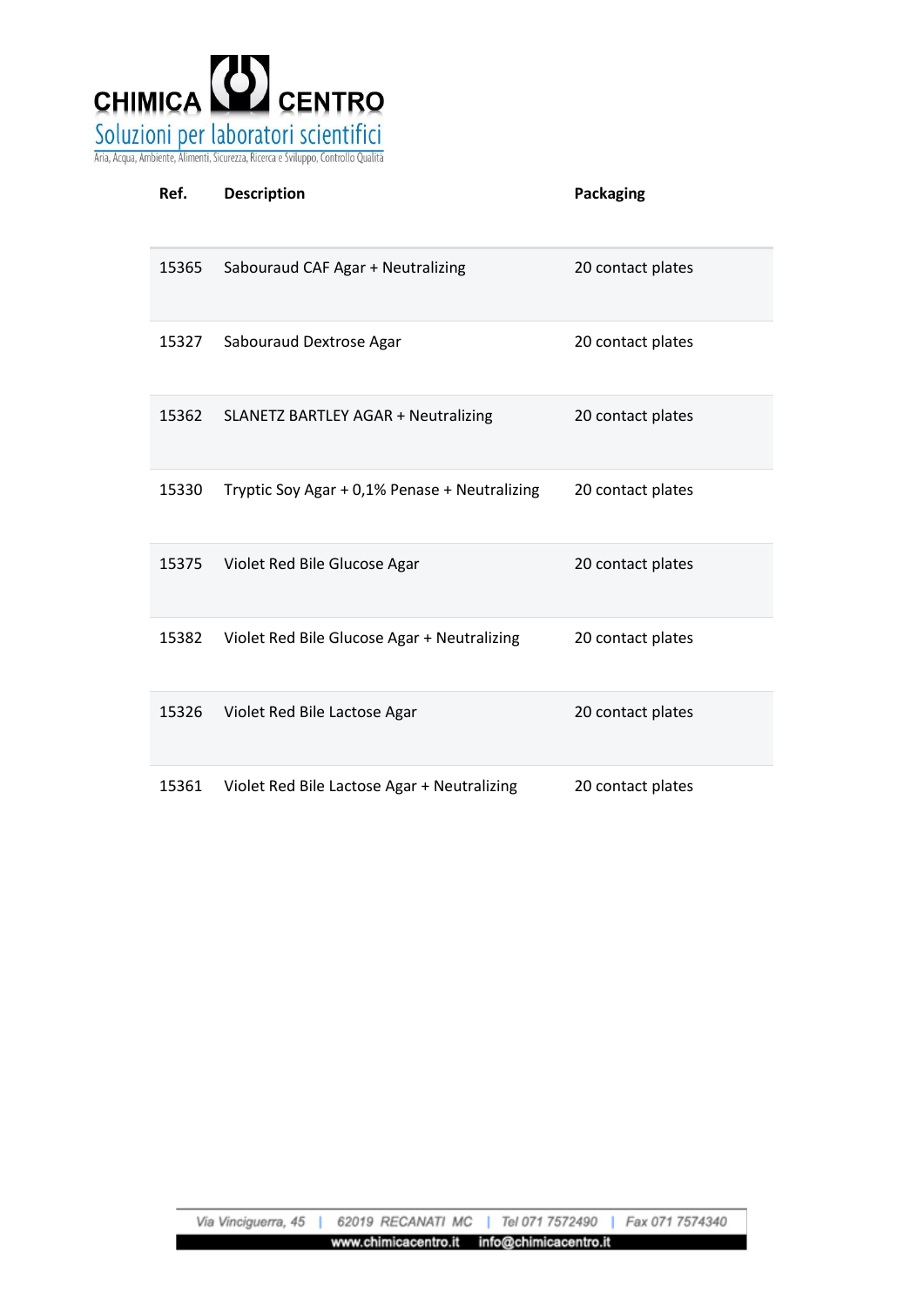| Ref. | Description | Packaging |
|---|---|---|
| 15365 | Sabouraud CAF Agar + Neutralizing | 20 contact plates |
| 15327 | Sabouraud Dextrose Agar | 20 contact plates |
| 15362 | SLANETZ BARTLEY AGAR + Neutralizing | 20 contact plates |
| 15330 | Tryptic Soy Agar + 0,1% Penase + Neutralizing | 20 contact plates |
| 15375 | Violet Red Bile Glucose Agar | 20 contact plates |
| 15382 | Violet Red Bile Glucose Agar + Neutralizing | 20 contact plates |
| 15326 | Violet Red Bile Lactose Agar | 20 contact plates |
| 15361 | Violet Red Bile Lactose Agar + Neutralizing | 20 contact plates |